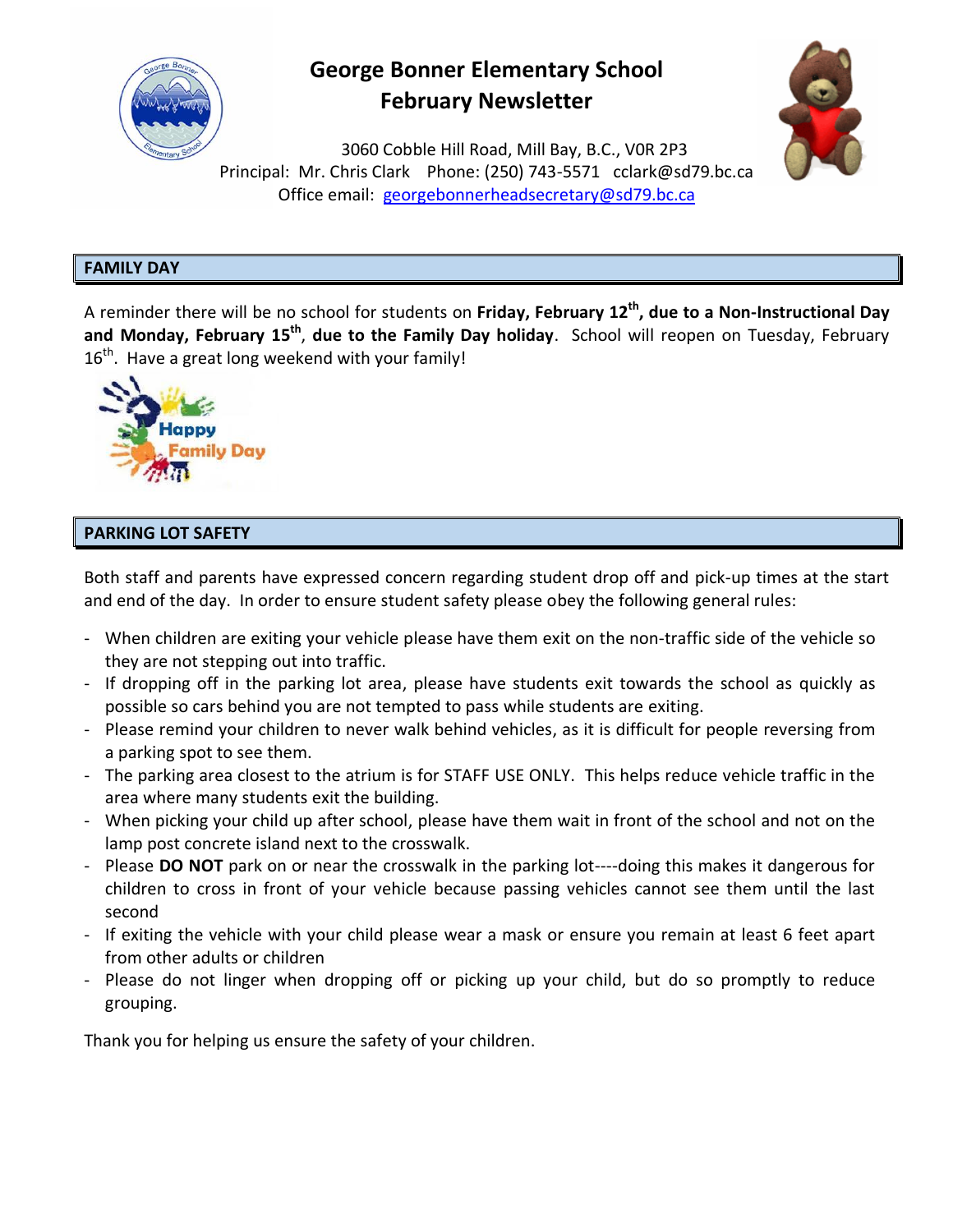# George Bonner Elementary School
## February Newsletter

3060 Cobble Hill Road, Mill Bay, B.C., V0R 2P3
Principal: Mr. Chris Clark Phone: (250) 743-5571 cclark@sd79.bc.ca
Office email: georgebonnerheadsecretary@sd79.bc.ca

### FAMILY DAY

A reminder there will be no school for students on **Friday, February 12th, due to a Non-Instructional Day and Monday, February 15th, due to the Family Day holiday**. School will reopen on Tuesday, February 16th. Have a great long weekend with your family!

### PARKING LOT SAFETY

Both staff and parents have expressed concern regarding student drop off and pick-up times at the start and end of the day. In order to ensure student safety please obey the following general rules:

- When children are exiting your vehicle please have them exit on the non-traffic side of the vehicle so they are not stepping out into traffic.
- If dropping off in the parking lot area, please have students exit towards the school as quickly as possible so cars behind you are not tempted to pass while students are exiting.
- Please remind your children to never walk behind vehicles, as it is difficult for people reversing from a parking spot to see them.
- The parking area closest to the atrium is for STAFF USE ONLY. This helps reduce vehicle traffic in the area where many students exit the building.
- When picking your child up after school, please have them wait in front of the school and not on the lamp post concrete island next to the crosswalk.
- Please **DO NOT** park on or near the crosswalk in the parking lot----doing this makes it dangerous for children to cross in front of your vehicle because passing vehicles cannot see them until the last second
- If exiting the vehicle with your child please wear a mask or ensure you remain at least 6 feet apart from other adults or children
- Please do not linger when dropping off or picking up your child, but do so promptly to reduce grouping.

Thank you for helping us ensure the safety of your children.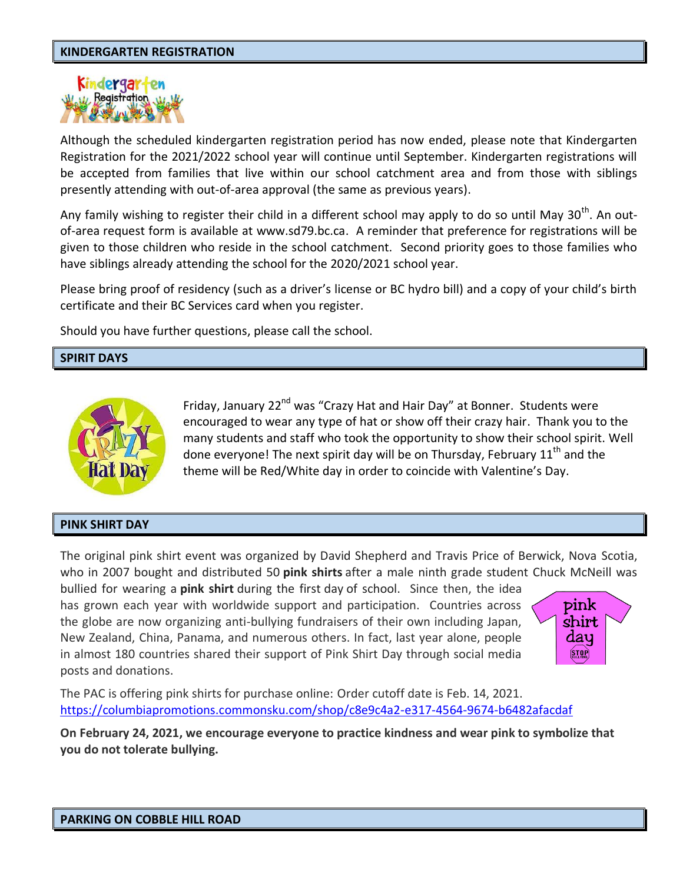## KINDERGARTEN REGISTRATION

Although the scheduled kindergarten registration period has now ended, please note that Kindergarten Registration for the 2021/2022 school year will continue until September. Kindergarten registrations will be accepted from families that live within our school catchment area and from those with siblings presently attending with out-of-area approval (the same as previous years).

Any family wishing to register their child in a different school may apply to do so until May 30th. An out-of-area request form is available at www.sd79.bc.ca. A reminder that preference for registrations will be given to those children who reside in the school catchment. Second priority goes to those families who have siblings already attending the school for the 2020/2021 school year.

Please bring proof of residency (such as a driver's license or BC hydro bill) and a copy of your child's birth certificate and their BC Services card when you register.

Should you have further questions, please call the school.

## SPIRIT DAYS

Friday, January 22nd was "Crazy Hat and Hair Day" at Bonner. Students were encouraged to wear any type of hat or show off their crazy hair. Thank you to the many students and staff who took the opportunity to show their school spirit. Well done everyone! The next spirit day will be on Thursday, February 11th and the theme will be Red/White day in order to coincide with Valentine's Day.

## PINK SHIRT DAY

The original pink shirt event was organized by David Shepherd and Travis Price of Berwick, Nova Scotia, who in 2007 bought and distributed 50 **pink shirts** after a male ninth grade student Chuck McNeill was bullied for wearing a **pink shirt** during the first day of school. Since then, the idea has grown each year with worldwide support and participation. Countries across the globe are now organizing anti-bullying fundraisers of their own including Japan, New Zealand, China, Panama, and numerous others. In fact, last year alone, people in almost 180 countries shared their support of Pink Shirt Day through social media posts and donations.

The PAC is offering pink shirts for purchase online: Order cutoff date is Feb. 14, 2021.
https://columbiapromotions.commonsku.com/shop/c8e9c4a2-e317-4564-9674-b6482afacdaf

**On February 24, 2021, we encourage everyone to practice kindness and wear pink to symbolize that you do not tolerate bullying.**

## PARKING ON COBBLE HILL ROAD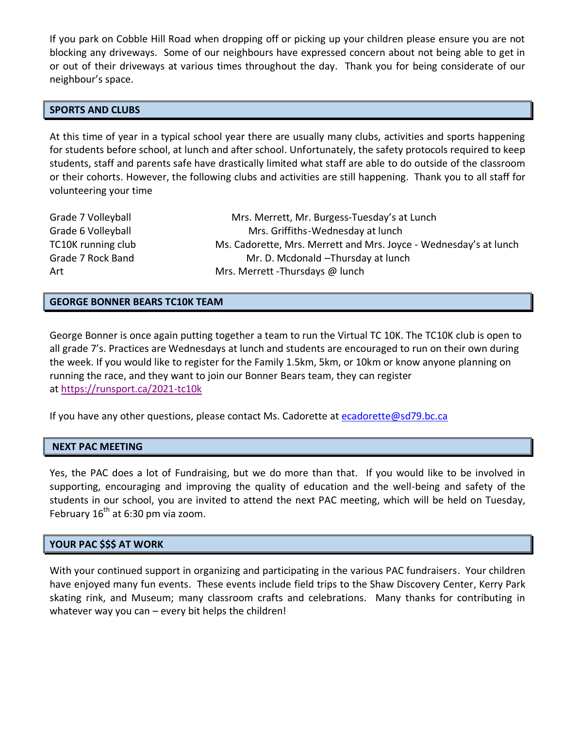If you park on Cobble Hill Road when dropping off or picking up your children please ensure you are not blocking any driveways. Some of our neighbours have expressed concern about not being able to get in or out of their driveways at various times throughout the day. Thank you for being considerate of our neighbour's space.

## SPORTS AND CLUBS

At this time of year in a typical school year there are usually many clubs, activities and sports happening for students before school, at lunch and after school. Unfortunately, the safety protocols required to keep students, staff and parents safe have drastically limited what staff are able to do outside of the classroom or their cohorts. However, the following clubs and activities are still happening. Thank you to all staff for volunteering your time

| | |
|---|---|
| Grade 7 Volleyball | Mrs. Merrett, Mr. Burgess-Tuesday's at Lunch |
| Grade 6 Volleyball | Mrs. Griffiths-Wednesday at lunch |
| TC10K running club | Ms. Cadorette, Mrs. Merrett and Mrs. Joyce - Wednesday's at lunch |
| Grade 7 Rock Band | Mr. D. Mcdonald –Thursday at lunch |
| Art | Mrs. Merrett -Thursdays @ lunch |

## GEORGE BONNER BEARS TC10K TEAM

George Bonner is once again putting together a team to run the Virtual TC 10K. The TC10K club is open to all grade 7's. Practices are Wednesdays at lunch and students are encouraged to run on their own during the week. If you would like to register for the Family 1.5km, 5km, or 10km or know anyone planning on running the race, and they want to join our Bonner Bears team, they can register at https://runsport.ca/2021-tc10k

If you have any other questions, please contact Ms. Cadorette at ecadorette@sd79.bc.ca

## NEXT PAC MEETING

Yes, the PAC does a lot of Fundraising, but we do more than that. If you would like to be involved in supporting, encouraging and improving the quality of education and the well-being and safety of the students in our school, you are invited to attend the next PAC meeting, which will be held on Tuesday, February 16th at 6:30 pm via zoom.

## YOUR PAC $$$ AT WORK

With your continued support in organizing and participating in the various PAC fundraisers. Your children have enjoyed many fun events. These events include field trips to the Shaw Discovery Center, Kerry Park skating rink, and Museum; many classroom crafts and celebrations. Many thanks for contributing in whatever way you can – every bit helps the children!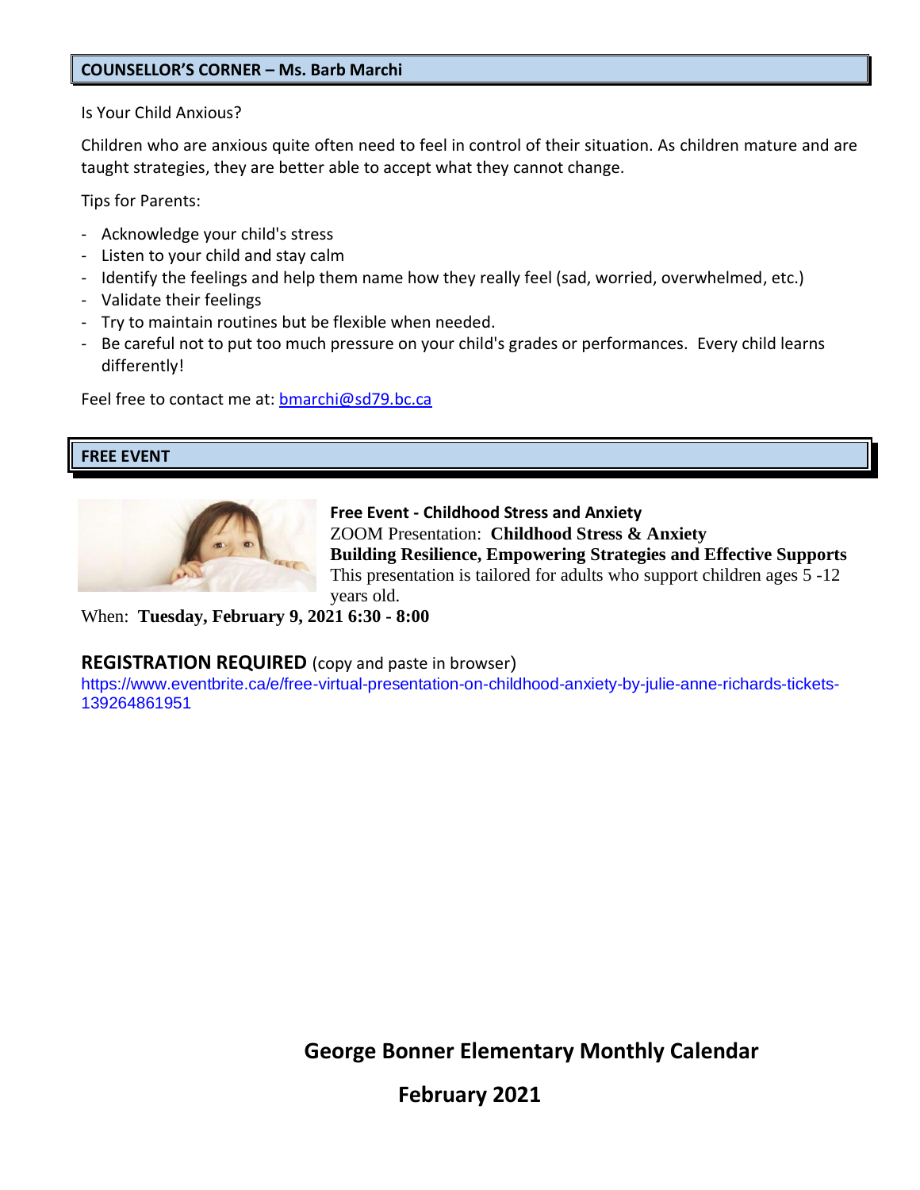## COUNSELLOR'S CORNER – Ms. Barb Marchi

Is Your Child Anxious?

Children who are anxious quite often need to feel in control of their situation. As children mature and are taught strategies, they are better able to accept what they cannot change.

Tips for Parents:

- Acknowledge your child's stress
- Listen to your child and stay calm
- Identify the feelings and help them name how they really feel (sad, worried, overwhelmed, etc.)
- Validate their feelings
- Try to maintain routines but be flexible when needed.
- Be careful not to put too much pressure on your child's grades or performances. Every child learns differently!

Feel free to contact me at: bmarchi@sd79.bc.ca

## FREE EVENT

**Free Event - Childhood Stress and Anxiety**
ZOOM Presentation: **Childhood Stress & Anxiety**
**Building Resilience, Empowering Strategies and Effective Supports**
This presentation is tailored for adults who support children ages 5 -12 years old.

When: **Tuesday, February 9, 2021 6:30 - 8:00**

**REGISTRATION REQUIRED** (copy and paste in browser)
https://www.eventbrite.ca/e/free-virtual-presentation-on-childhood-anxiety-by-julie-anne-richards-tickets-139264861951

## George Bonner Elementary Monthly Calendar

## February 2021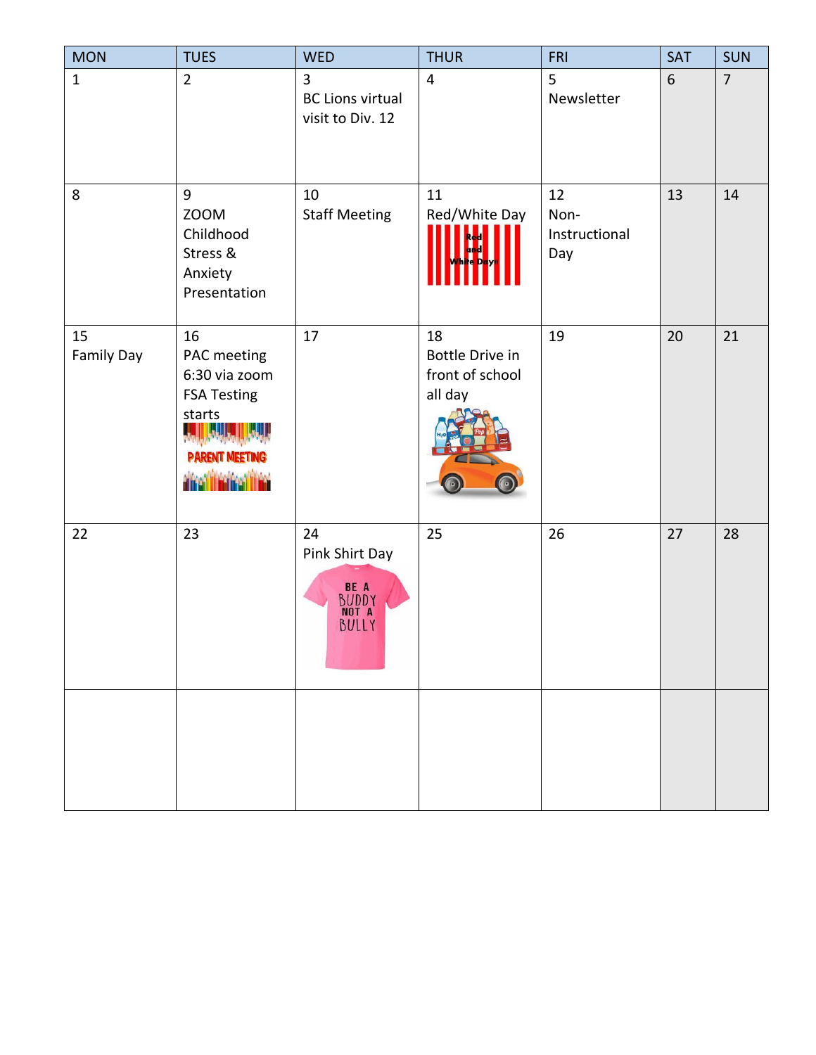| MON | TUES | WED | THUR | FRI | SAT | SUN |
|---|---|---|---|---|---|---|
| 1 | 2 | 3 BC Lions virtual visit to Div. 12 | 4 | 5 Newsletter | 6 | 7 |
| 8 | 9 ZOOM Childhood Stress & Anxiety Presentation | 10 Staff Meeting | 11 Red/White Day | 12 Non-Instructional Day | 13 | 14 |
| 15 Family Day | 16 PAC meeting 6:30 via zoom FSA Testing starts | 17 | 18 Bottle Drive in front of school all day | 19 | 20 | 21 |
| 22 | 23 | 24 Pink Shirt Day | 25 | 26 | 27 | 28 |
| | | | | | | |